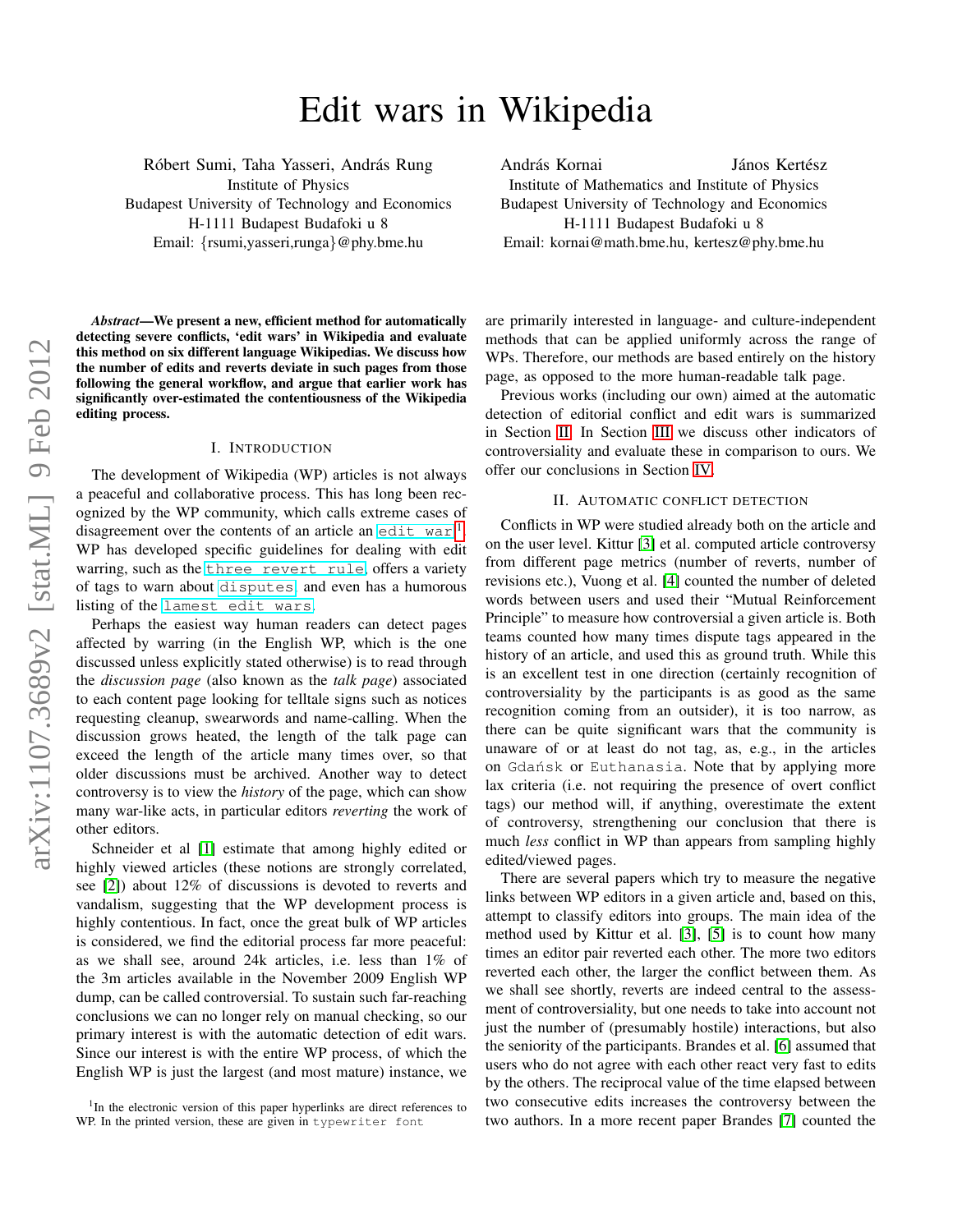# Edit wars in Wikipedia

Róbert Sumi, Taha Yasseri, András Rung
Institute of Physics
Budapest University of Technology and Economics
H-1111 Budapest Budafoki u 8
Email: {rsumi,yasseri,runga}@phy.bme.hu

András Kornai, János Kertész
Institute of Mathematics and Institute of Physics
Budapest University of Technology and Economics
H-1111 Budapest Budafoki u 8
Email: kornai@math.bme.hu, kertesz@phy.bme.hu

***Abstract*—We present a new, efficient method for automatically detecting severe conflicts, 'edit wars' in Wikipedia and evaluate this method on six different language Wikipedias. We discuss how the number of edits and reverts deviate in such pages from those following the general workflow, and argue that earlier work has significantly over-estimated the contentiousness of the Wikipedia editing process.**

## I. Introduction

The development of Wikipedia (WP) articles is not always a peaceful and collaborative process. This has long been recognized by the WP community, which calls extreme cases of disagreement over the contents of an article an `edit war`[1]. WP has developed specific guidelines for dealing with edit warring, such as the `three revert rule`, offers a variety of tags to warn about `disputes`, and even has a humorous listing of the `lamest edit wars`.

Perhaps the easiest way human readers can detect pages affected by warring (in the English WP, which is the one discussed unless explicitly stated otherwise) is to read through the *discussion page* (also known as the *talk page*) associated to each content page looking for telltale signs such as notices requesting cleanup, swearwords and name-calling. When the discussion grows heated, the length of the talk page can exceed the length of the article many times over, so that older discussions must be archived. Another way to detect controversy is to view the *history* of the page, which can show many war-like acts, in particular editors *reverting* the work of other editors.

Schneider et al [1] estimate that among highly edited or highly viewed articles (these notions are strongly correlated, see [2]) about 12% of discussions is devoted to reverts and vandalism, suggesting that the WP development process is highly contentious. In fact, once the great bulk of WP articles is considered, we find the editorial process far more peaceful: as we shall see, around 24k articles, i.e. less than 1% of the 3m articles available in the November 2009 English WP dump, can be called controversial. To sustain such far-reaching conclusions we can no longer rely on manual checking, so our primary interest is with the automatic detection of edit wars. Since our interest is with the entire WP process, of which the English WP is just the largest (and most mature) instance, we are primarily interested in language- and culture-independent methods that can be applied uniformly across the range of WPs. Therefore, our methods are based entirely on the history page, as opposed to the more human-readable talk page.

Previous works (including our own) aimed at the automatic detection of editorial conflict and edit wars is summarized in Section II. In Section III we discuss other indicators of controversiality and evaluate these in comparison to ours. We offer our conclusions in Section IV.

## II. Automatic conflict detection

Conflicts in WP were studied already both on the article and on the user level. Kittur [3] et al. computed article controversy from different page metrics (number of reverts, number of revisions etc.), Vuong et al. [4] counted the number of deleted words between users and used their "Mutual Reinforcement Principle" to measure how controversial a given article is. Both teams counted how many times dispute tags appeared in the history of an article, and used this as ground truth. While this is an excellent test in one direction (certainly recognition of controversiality by the participants is as good as the same recognition coming from an outsider), it is too narrow, as there can be quite significant wars that the community is unaware of or at least do not tag, as, e.g., in the articles on `Gdańsk` or `Euthanasia`. Note that by applying more lax criteria (i.e. not requiring the presence of overt conflict tags) our method will, if anything, overestimate the extent of controversy, strengthening our conclusion that there is much *less* conflict in WP than appears from sampling highly edited/viewed pages.

There are several papers which try to measure the negative links between WP editors in a given article and, based on this, attempt to classify editors into groups. The main idea of the method used by Kittur et al. [3], [5] is to count how many times an editor pair reverted each other. The more two editors reverted each other, the larger the conflict between them. As we shall see shortly, reverts are indeed central to the assessment of controversiality, but one needs to take into account not just the number of (presumably hostile) interactions, but also the seniority of the participants. Brandes et al. [6] assumed that users who do not agree with each other react very fast to edits by the others. The reciprocal value of the time elapsed between two consecutive edits increases the controversy between the two authors. In a more recent paper Brandes [7] counted the

[1] In the electronic version of this paper hyperlinks are direct references to WP. In the printed version, these are given in `typewriter font`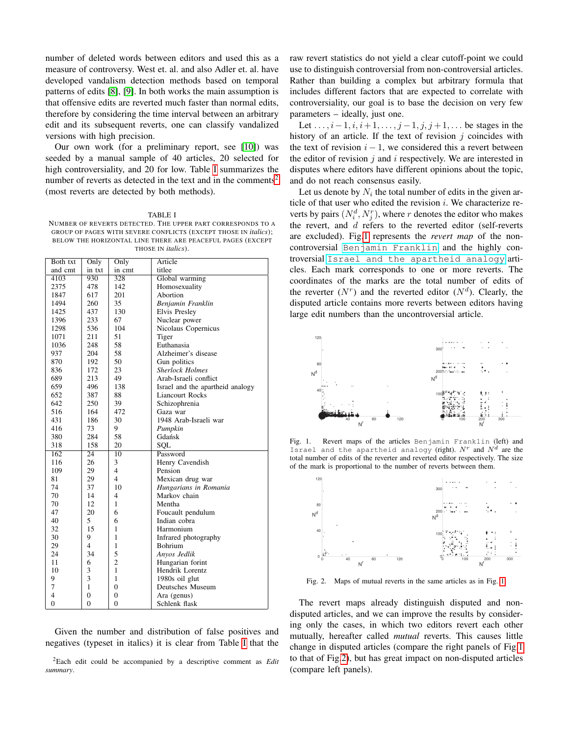number of deleted words between editors and used this as a measure of controversy. West et. al. and also Adler et. al. have developed vandalism detection methods based on temporal patterns of edits [8], [9]. In both works the main assumption is that offensive edits are reverted much faster than normal edits, therefore by considering the time interval between an arbitrary edit and its subsequent reverts, one can classify vandalized versions with high precision.

Our own work (for a preliminary report, see [10]) was seeded by a manual sample of 40 articles, 20 selected for high controversiality, and 20 for low. Table I summarizes the number of reverts as detected in the text and in the comments[2] (most reverts are detected by both methods).

TABLE I
NUMBER OF REVERTS DETECTED. THE UPPER PART CORRESPONDS TO A GROUP OF PAGES WITH SEVERE CONFLICTS (EXCEPT THOSE IN *italics*); BELOW THE HORIZONTAL LINE THERE ARE PEACEFUL PAGES (EXCEPT THOSE IN *italics*).

| Both txt and cmt | Only in txt | Only in cmt | Article titlee |
|---|---|---|---|
| 4103 | 930 | 328 | Global warming |
| 2375 | 478 | 142 | Homosexuality |
| 1847 | 617 | 201 | Abortion |
| 1494 | 260 | 35 | *Benjamin Franklin* |
| 1425 | 437 | 130 | Elvis Presley |
| 1396 | 233 | 67 | Nuclear power |
| 1298 | 536 | 104 | Nicolaus Copernicus |
| 1071 | 211 | 51 | Tiger |
| 1036 | 248 | 58 | Euthanasia |
| 937 | 204 | 58 | Alzheimer's disease |
| 870 | 192 | 50 | Gun politics |
| 836 | 172 | 23 | *Sherlock Holmes* |
| 689 | 213 | 49 | Arab-Israeli conflict |
| 659 | 496 | 138 | Israel and the apartheid analogy |
| 652 | 387 | 88 | Liancourt Rocks |
| 642 | 250 | 39 | Schizophrenia |
| 516 | 164 | 472 | Gaza war |
| 431 | 186 | 30 | 1948 Arab-Israeli war |
| 416 | 73 | 9 | *Pumpkin* |
| 380 | 284 | 58 | Gdańsk |
| 318 | 158 | 20 | SQL |
| 162 | 24 | 10 | Password |
| 116 | 26 | 3 | Henry Cavendish |
| 109 | 29 | 4 | Pension |
| 81 | 29 | 4 | Mexican drug war |
| 74 | 37 | 10 | *Hungarians in Romania* |
| 70 | 14 | 4 | Markov chain |
| 70 | 12 | 1 | Mentha |
| 47 | 20 | 6 | Foucault pendulum |
| 40 | 5 | 6 | Indian cobra |
| 32 | 15 | 1 | Harmonium |
| 30 | 9 | 1 | Infrared photography |
| 29 | 4 | 1 | Bohrium |
| 24 | 34 | 5 | *Anyos Jedlik* |
| 11 | 6 | 2 | Hungarian forint |
| 10 | 3 | 1 | Hendrik Lorentz |
| 9 | 3 | 1 | 1980s oil glut |
| 7 | 1 | 0 | Deutsches Museum |
| 4 | 0 | 0 | Ara (genus) |
| 0 | 0 | 0 | Schlenk flask |

Given the number and distribution of false positives and negatives (typeset in italics) it is clear from Table I that the raw revert statistics do not yield a clear cutoff-point we could use to distinguish controversial from non-controversial articles. Rather than building a complex but arbitrary formula that includes different factors that are expected to correlate with controversiality, our goal is to base the decision on very few parameters – ideally, just one.

[2]Each edit could be accompanied by a descriptive comment as *Edit summary*.

Let $\ldots, i-1, i, i+1, \ldots, j-1, j, j+1, \ldots$ be stages in the history of an article. If the text of revision $j$ coincides with the text of revision $i-1$, we considered this a revert between the editor of revision $j$ and $i$ respectively. We are interested in disputes where editors have different opinions about the topic, and do not reach consensus easily.

Let us denote by $N_i$ the total number of edits in the given article of that user who edited the revision $i$. We characterize reverts by pairs $(N_i^d, N_j^r)$, where $r$ denotes the editor who makes the revert, and $d$ refers to the reverted editor (self-reverts are excluded). Fig.1 represents the *revert map* of the non-controversial `Benjamin Franklin` and the highly controversial `Israel and the apartheid analogy` articles. Each mark corresponds to one or more reverts. The coordinates of the marks are the total number of edits of the reverter ($N^r$) and the reverted editor ($N^d$). Clearly, the disputed article contains more reverts between editors having large edit numbers than the uncontroversial article.

Fig. 1. Revert maps of the articles `Benjamin Franklin` (left) and `Israel and the apartheid analogy` (right). $N^r$ and $N^d$ are the total number of edits of the reverter and reverted editor respectively. The size of the mark is proportional to the number of reverts between them.

Fig. 2. Maps of mutual reverts in the same articles as in Fig. 1.

The revert maps already distinguish disputed and non-disputed articles, and we can improve the results by considering only the cases, in which two editors revert each other mutually, hereafter called *mutual* reverts. This causes little change in disputed articles (compare the right panels of Fig.1 to that of Fig.2), but has great impact on non-disputed articles (compare left panels).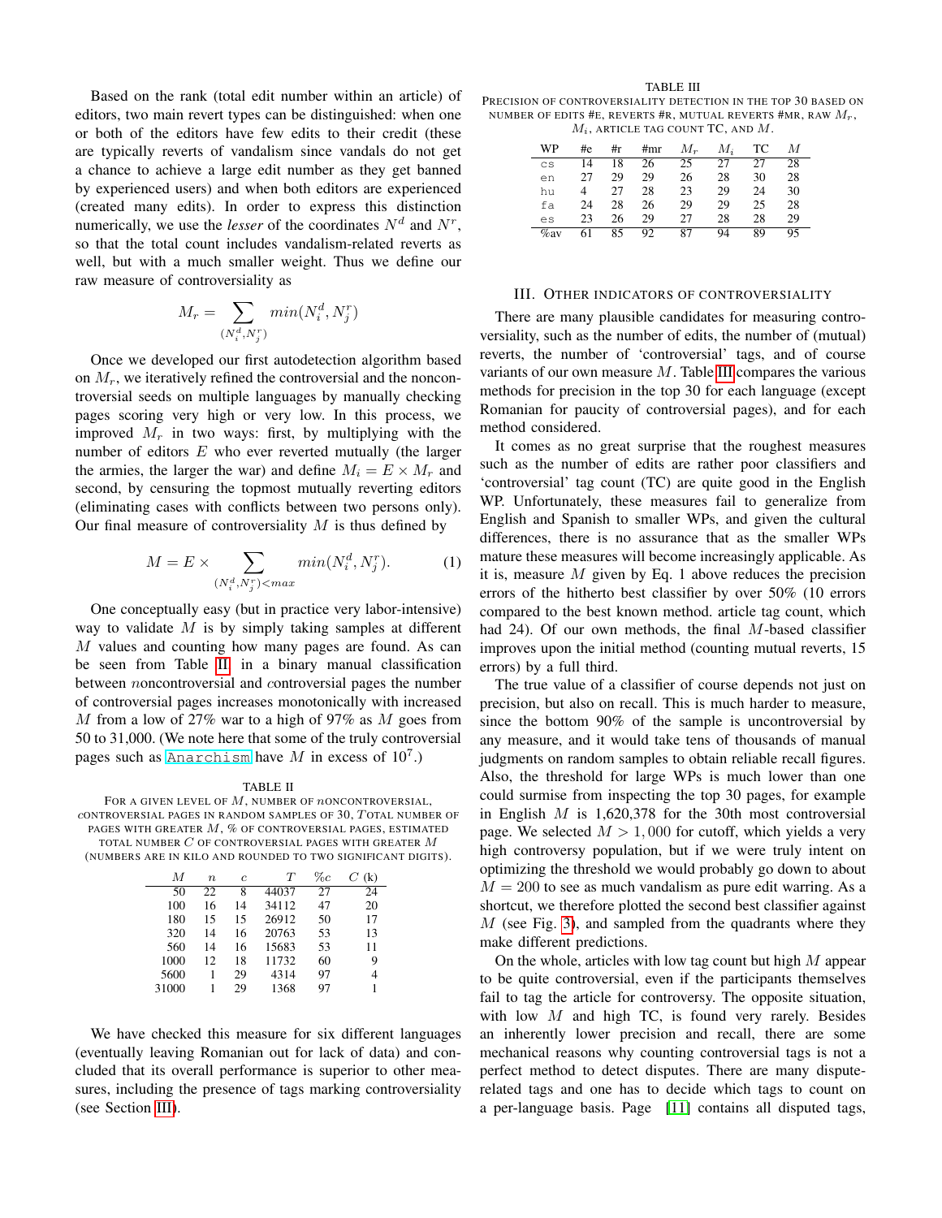Based on the rank (total edit number within an article) of editors, two main revert types can be distinguished: when one or both of the editors have few edits to their credit (these are typically reverts of vandalism since vandals do not get a chance to achieve a large edit number as they get banned by experienced users) and when both editors are experienced (created many edits). In order to express this distinction numerically, we use the *lesser* of the coordinates $N^d$ and $N^r$, so that the total count includes vandalism-related reverts as well, but with a much smaller weight. Thus we define our raw measure of controversiality as

$$M_r = \sum_{(N_i^d, N_j^r)} min(N_i^d, N_j^r)$$

Once we developed our first autodetection algorithm based on $M_r$, we iteratively refined the controversial and the noncontroversial seeds on multiple languages by manually checking pages scoring very high or very low. In this process, we improved $M_r$ in two ways: first, by multiplying with the number of editors $E$ who ever reverted mutually (the larger the armies, the larger the war) and define $M_i = E \times M_r$ and second, by censuring the topmost mutually reverting editors (eliminating cases with conflicts between two persons only). Our final measure of controversiality $M$ is thus defined by

$$M = E \times \sum_{(N_i^d, N_j^r) < max} min(N_i^d, N_j^r). \tag{1}$$

One conceptually easy (but in practice very labor-intensive) way to validate $M$ is by simply taking samples at different $M$ values and counting how many pages are found. As can be seen from Table II, in a binary manual classification between $n$oncontroversial and $c$ontroversial pages the number of controversial pages increases monotonically with increased $M$ from a low of 27% war to a high of 97% as $M$ goes from 50 to 31,000. (We note here that some of the truly controversial pages such as Anarchism have $M$ in excess of $10^7$.)

TABLE II
FOR A GIVEN LEVEL OF $M$, NUMBER OF $n$ONCONTROVERSIAL, $c$ONTROVERSIAL PAGES IN RANDOM SAMPLES OF 30, $T$OTAL NUMBER OF PAGES WITH GREATER $M$, % OF CONTROVERSIAL PAGES, ESTIMATED TOTAL NUMBER $C$ OF CONTROVERSIAL PAGES WITH GREATER $M$ (NUMBERS ARE IN KILO AND ROUNDED TO TWO SIGNIFICANT DIGITS).

| $M$ | $n$ | $c$ | $T$ | $\%c$ | $C$ (k) |
|---|---|---|---|---|---|
| 50 | 22 | 8 | 44037 | 27 | 24 |
| 100 | 16 | 14 | 34112 | 47 | 20 |
| 180 | 15 | 15 | 26912 | 50 | 17 |
| 320 | 14 | 16 | 20763 | 53 | 13 |
| 560 | 14 | 16 | 15683 | 53 | 11 |
| 1000 | 12 | 18 | 11732 | 60 | 9 |
| 5600 | 1 | 29 | 4314 | 97 | 4 |
| 31000 | 1 | 29 | 1368 | 97 | 1 |

We have checked this measure for six different languages (eventually leaving Romanian out for lack of data) and concluded that its overall performance is superior to other measures, including the presence of tags marking controversiality (see Section III).

TABLE III
PRECISION OF CONTROVERSIALITY DETECTION IN THE TOP 30 BASED ON NUMBER OF EDITS #E, REVERTS #R, MUTUAL REVERTS #MR, RAW $M_r$, $M_i$, ARTICLE TAG COUNT TC, AND $M$.

| WP | #e | #r | #mr | $M_r$ | $M_i$ | TC | $M$ |
|---|---|---|---|---|---|---|---|
| cs | 14 | 18 | 26 | 25 | 27 | 27 | 28 |
| en | 27 | 29 | 29 | 26 | 28 | 30 | 28 |
| hu | 4 | 27 | 28 | 23 | 29 | 24 | 30 |
| fa | 24 | 28 | 26 | 29 | 29 | 25 | 28 |
| es | 23 | 26 | 29 | 27 | 28 | 28 | 29 |
| %av | 61 | 85 | 92 | 87 | 94 | 89 | 95 |

## III. Other indicators of controversiality

There are many plausible candidates for measuring controversiality, such as the number of edits, the number of (mutual) reverts, the number of 'controversial' tags, and of course variants of our own measure $M$. Table III compares the various methods for precision in the top 30 for each language (except Romanian for paucity of controversial pages), and for each method considered.

It comes as no great surprise that the roughest measures such as the number of edits are rather poor classifiers and 'controversial' tag count (TC) are quite good in the English WP. Unfortunately, these measures fail to generalize from English and Spanish to smaller WPs, and given the cultural differences, there is no assurance that as the smaller WPs mature these measures will become increasingly applicable. As it is, measure $M$ given by Eq. 1 above reduces the precision errors of the hitherto best classifier by over 50% (10 errors compared to the best known method. article tag count, which had 24). Of our own methods, the final $M$-based classifier improves upon the initial method (counting mutual reverts, 15 errors) by a full third.

The true value of a classifier of course depends not just on precision, but also on recall. This is much harder to measure, since the bottom 90% of the sample is uncontroversial by any measure, and it would take tens of thousands of manual judgments on random samples to obtain reliable recall figures. Also, the threshold for large WPs is much lower than one could surmise from inspecting the top 30 pages, for example in English $M$ is 1,620,378 for the 30th most controversial page. We selected $M > 1,000$ for cutoff, which yields a very high controversy population, but if we were truly intent on optimizing the threshold we would probably go down to about $M = 200$ to see as much vandalism as pure edit warring. As a shortcut, we therefore plotted the second best classifier against $M$ (see Fig. 3), and sampled from the quadrants where they make different predictions.

On the whole, articles with low tag count but high $M$ appear to be quite controversial, even if the participants themselves fail to tag the article for controversy. The opposite situation, with low $M$ and high TC, is found very rarely. Besides an inherently lower precision and recall, there are some mechanical reasons why counting controversial tags is not a perfect method to detect disputes. There are many dispute-related tags and one has to decide which tags to count on a per-language basis. Page [11] contains all disputed tags,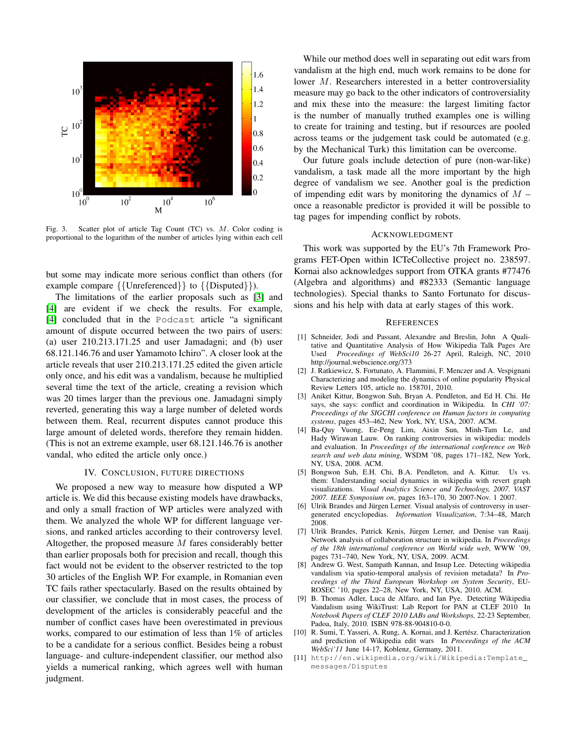TC

$10^3$

$10^2$

$10^1$

$10^0$

$10^0$ $10^2$ $10^4$ $10^6$

M

1.6
1.4
1.2
1
0.8
0.6
0.4
0.2
0

Fig. 3. Scatter plot of article Tag Count (TC) vs. $M$. Color coding is proportional to the logarithm of the number of articles lying within each cell

but some may indicate more serious conflict than others (for example compare {{Unreferenced}} to {{Disputed}}).

The limitations of the earlier proposals such as [3] and [4] are evident if we check the results. For example, [4] concluded that in the `Podcast` article "a significant amount of dispute occurred between the two pairs of users: (a) user 210.213.171.25 and user Jamadagni; and (b) user 68.121.146.76 and user Yamamoto Ichiro". A closer look at the article reveals that user 210.213.171.25 edited the given article only once, and his edit was a vandalism, because he multiplied several time the text of the article, creating a revision which was 20 times larger than the previous one. Jamadagni simply reverted, generating this way a large number of deleted words between them. Real, recurrent disputes cannot produce this large amount of deleted words, therefore they remain hidden. (This is not an extreme example, user 68.121.146.76 is another vandal, who edited the article only once.)

## IV. Conclusion, Future Directions

We proposed a new way to measure how disputed a WP article is. We did this because existing models have drawbacks, and only a small fraction of WP articles were analyzed with them. We analyzed the whole WP for different language versions, and ranked articles according to their controversy level. Altogether, the proposed measure $M$ fares considerably better than earlier proposals both for precision and recall, though this fact would not be evident to the observer restricted to the top 30 articles of the English WP. For example, in Romanian even TC fails rather spectacularly. Based on the results obtained by our classifier, we conclude that in most cases, the process of development of the articles is considerably peaceful and the number of conflict cases have been overestimated in previous works, compared to our estimation of less than 1% of articles to be a candidate for a serious conflict. Besides being a robust language- and culture-independent classifier, our method also yields a numerical ranking, which agrees well with human judgment.

While our method does well in separating out edit wars from vandalism at the high end, much work remains to be done for lower $M$. Researchers interested in a better controversiality measure may go back to the other indicators of controversiality and mix these into the measure: the largest limiting factor is the number of manually truthed examples one is willing to create for training and testing, but if resources are pooled across teams or the judgement task could be automated (e.g. by the Mechanical Turk) this limitation can be overcome.

Our future goals include detection of pure (non-war-like) vandalism, a task made all the more important by the high degree of vandalism we see. Another goal is the prediction of impending edit wars by monitoring the dynamics of $M$ – once a reasonable predictor is provided it will be possible to tag pages for impending conflict by robots.

## Acknowledgment

This work was supported by the EU's 7th Framework Programs FET-Open within ICTeCollective project no. 238597. Kornai also acknowledges support from OTKA grants #77476 (Algebra and algorithms) and #82333 (Semantic language technologies). Special thanks to Santo Fortunato for discussions and his help with data at early stages of this work.

## References

[1] Schneider, Jodi and Passant, Alexandre and Breslin, John A Qualitative and Quantitative Analysis of How Wikipedia Talk Pages Are Used *Proceedings of WebSci10* 26-27 April, Raleigh, NC, 2010 http://journal.webscience.org/373

[2] J. Ratkiewicz, S. Fortunato, A. Flammini, F. Menczer and A. Vespignani Characterizing and modeling the dynamics of online popularity Physical Review Letters 105, article no. 158701, 2010.

[3] Aniket Kittur, Bongwon Suh, Bryan A. Pendleton, and Ed H. Chi. He says, she says: conflict and coordination in Wikipedia. In *CHI '07: Proceedings of the SIGCHI conference on Human factors in computing systems*, pages 453–462, New York, NY, USA, 2007. ACM.

[4] Ba-Quy Vuong, Ee-Peng Lim, Aixin Sun, Minh-Tam Le, and Hady Wirawan Lauw. On ranking controversies in wikipedia: models and evaluation. In *Proceedings of the international conference on Web search and web data mining*, WSDM '08, pages 171–182, New York, NY, USA, 2008. ACM.

[5] Bongwon Suh, E.H. Chi, B.A. Pendleton, and A. Kittur. Us vs. them: Understanding social dynamics in wikipedia with revert graph visualizations. *Visual Analytics Science and Technology, 2007. VAST 2007. IEEE Symposium on*, pages 163–170, 30 2007-Nov. 1 2007.

[6] Ulrik Brandes and Jürgen Lerner. Visual analysis of controversy in user-generated encyclopedias. *Information Visualization*, 7:34–48, March 2008.

[7] Ulrik Brandes, Patrick Kenis, Jürgen Lerner, and Denise van Raaij. Network analysis of collaboration structure in wikipedia. In *Proceedings of the 18th international conference on World wide web*, WWW '09, pages 731–740, New York, NY, USA, 2009. ACM.

[8] Andrew G. West, Sampath Kannan, and Insup Lee. Detecting wikipedia vandalism via spatio-temporal analysis of revision metadata? In *Proceedings of the Third European Workshop on System Security*, EUROSEC '10, pages 22–28, New York, NY, USA, 2010. ACM.

[9] B. Thomas Adler, Luca de Alfaro, and Ian Pye. Detecting Wikipedia Vandalism using WikiTrust: Lab Report for PAN at CLEF 2010 In *Notebook Papers of CLEF 2010 LABs and Workshops,* 22-23 September, Padoa, Italy, 2010. ISBN 978-88-904810-0-0.

[10] R. Sumi, T. Yasseri, A. Rung, A. Kornai, and J. Kertész. Characterization and prediction of Wikipedia edit wars In *Proceedings of the ACM WebSci'11* June 14-17, Koblenz, Germany, 2011.

[11] `http://en.wikipedia.org/wiki/Wikipedia:Template_messages/Disputes`